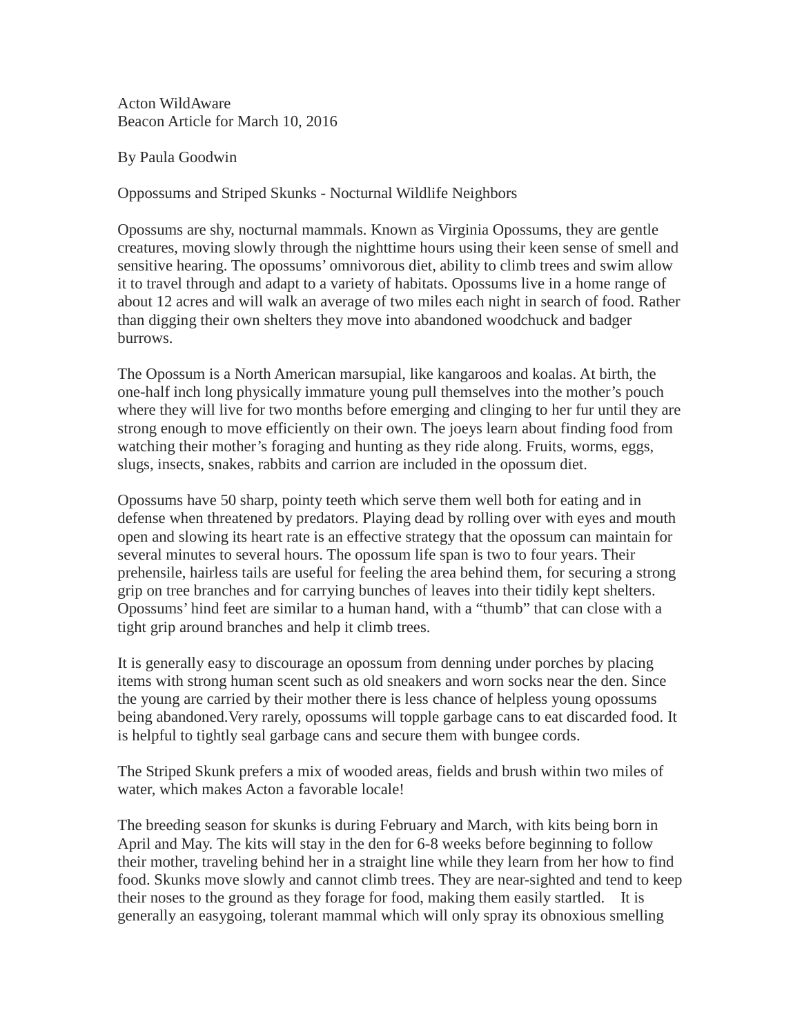Acton WildAware
Beacon Article for March 10, 2016

By Paula Goodwin

Oppossums and Striped Skunks - Nocturnal Wildlife Neighbors

Opossums are shy, nocturnal mammals. Known as Virginia Opossums, they are gentle creatures, moving slowly through the nighttime hours using their keen sense of smell and sensitive hearing. The opossums' omnivorous diet, ability to climb trees and swim allow it to travel through and adapt to a variety of habitats. Opossums live in a home range of about 12 acres and will walk an average of two miles each night in search of food. Rather than digging their own shelters they move into abandoned woodchuck and badger burrows.

The Opossum is a North American marsupial, like kangaroos and koalas. At birth, the one-half inch long physically immature young pull themselves into the mother's pouch where they will live for two months before emerging and clinging to her fur until they are strong enough to move efficiently on their own. The joeys learn about finding food from watching their mother's foraging and hunting as they ride along. Fruits, worms, eggs, slugs, insects, snakes, rabbits and carrion are included in the opossum diet.

Opossums have 50 sharp, pointy teeth which serve them well both for eating and in defense when threatened by predators. Playing dead by rolling over with eyes and mouth open and slowing its heart rate is an effective strategy that the opossum can maintain for several minutes to several hours. The opossum life span is two to four years. Their prehensile, hairless tails are useful for feeling the area behind them, for securing a strong grip on tree branches and for carrying bunches of leaves into their tidily kept shelters. Opossums' hind feet are similar to a human hand, with a "thumb" that can close with a tight grip around branches and help it climb trees.

It is generally easy to discourage an opossum from denning under porches by placing items with strong human scent such as old sneakers and worn socks near the den. Since the young are carried by their mother there is less chance of helpless young opossums being abandoned.Very rarely, opossums will topple garbage cans to eat discarded food. It is helpful to tightly seal garbage cans and secure them with bungee cords.

The Striped Skunk prefers a mix of wooded areas, fields and brush within two miles of water, which makes Acton a favorable locale!

The breeding season for skunks is during February and March, with kits being born in April and May. The kits will stay in the den for 6-8 weeks before beginning to follow their mother, traveling behind her in a straight line while they learn from her how to find food. Skunks move slowly and cannot climb trees. They are near-sighted and tend to keep their noses to the ground as they forage for food, making them easily startled. It is generally an easygoing, tolerant mammal which will only spray its obnoxious smelling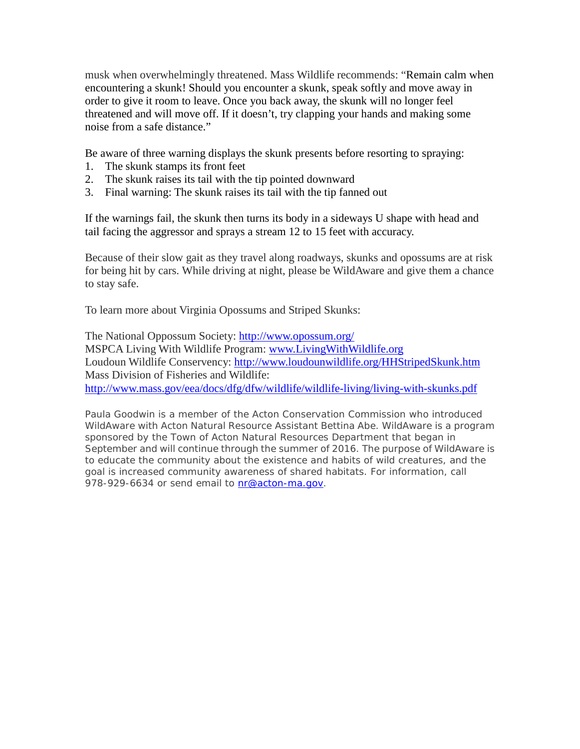musk when overwhelmingly threatened. Mass Wildlife recommends: "Remain calm when encountering a skunk! Should you encounter a skunk, speak softly and move away in order to give it room to leave. Once you back away, the skunk will no longer feel threatened and will move off. If it doesn't, try clapping your hands and making some noise from a safe distance."

Be aware of three warning displays the skunk presents before resorting to spraying:

1. The skunk stamps its front feet
2. The skunk raises its tail with the tip pointed downward
3. Final warning: The skunk raises its tail with the tip fanned out

If the warnings fail, the skunk then turns its body in a sideways U shape with head and tail facing the aggressor and sprays a stream 12 to 15 feet with accuracy.

Because of their slow gait as they travel along roadways, skunks and opossums are at risk for being hit by cars. While driving at night, please be WildAware and give them a chance to stay safe.

To learn more about Virginia Opossums and Striped Skunks:

The National Oppossum Society: [http://www.opossum.org/](http://www.opossum.org/)
MSPCA Living With Wildlife Program: [www.LivingWithWildlife.org](http://www.LivingWithWildlife.org)
Loudoun Wildlife Conservency: [http://www.loudounwildlife.org/HHStripedSkunk.htm](http://www.loudounwildlife.org/HHStripedSkunk.htm)
Mass Division of Fisheries and Wildlife:
[http://www.mass.gov/eea/docs/dfg/dfw/wildlife/wildlife-living/living-with-skunks.pdf](http://www.mass.gov/eea/docs/dfg/dfw/wildlife/wildlife-living/living-with-skunks.pdf)

Paula Goodwin is a member of the Acton Conservation Commission who introduced WildAware with Acton Natural Resource Assistant Bettina Abe. WildAware is a program sponsored by the Town of Acton Natural Resources Department that began in September and will continue through the summer of 2016. The purpose of WildAware is to educate the community about the existence and habits of wild creatures, and the goal is increased community awareness of shared habitats. For information, call 978-929-6634 or send email to [nr@acton-ma.gov](mailto:nr@acton-ma.gov).